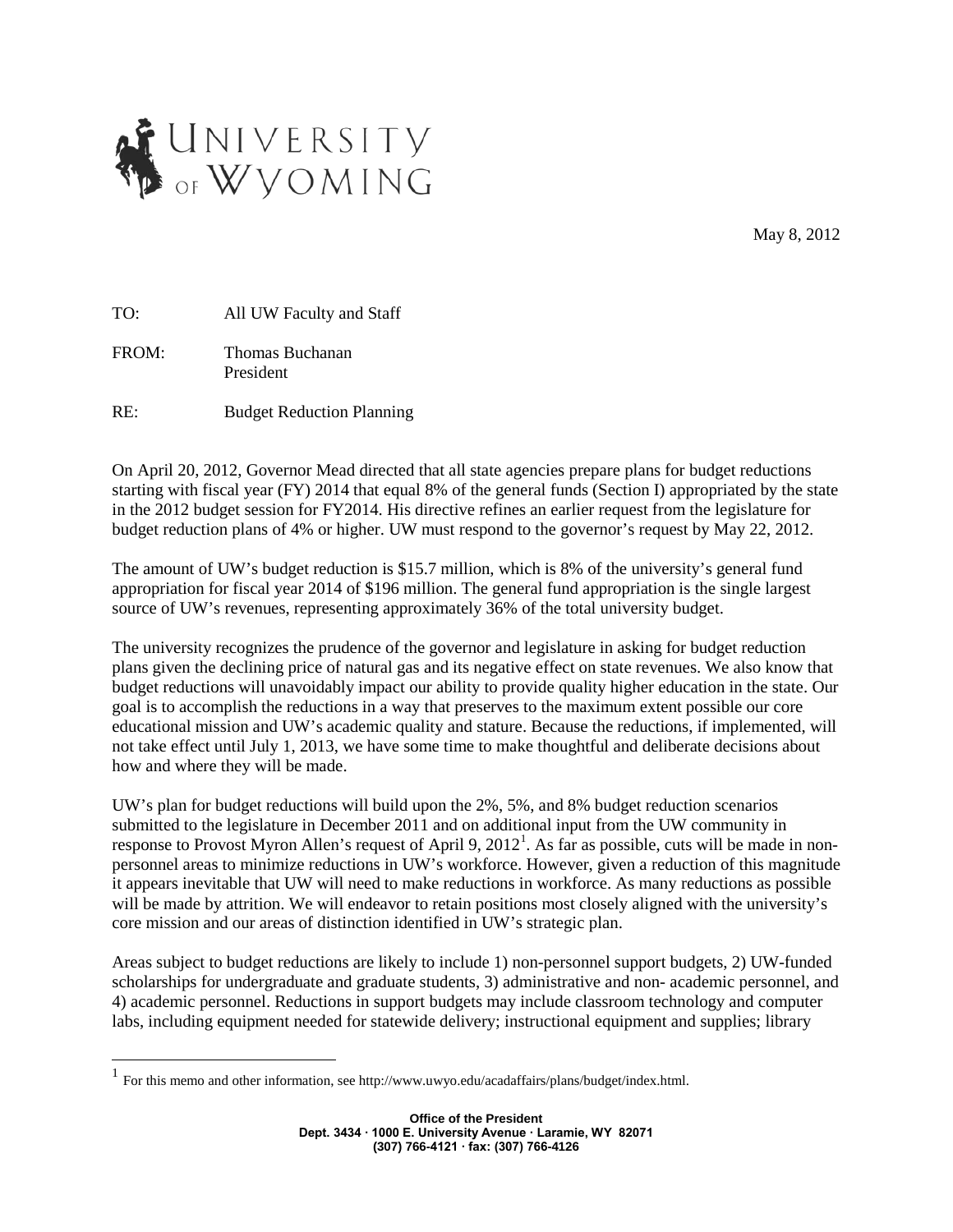# University of Wyoming

May 8, 2012

TO: All UW Faculty and Staff

FROM: Thomas Buchanan
President

RE: Budget Reduction Planning

On April 20, 2012, Governor Mead directed that all state agencies prepare plans for budget reductions starting with fiscal year (FY) 2014 that equal 8% of the general funds (Section I) appropriated by the state in the 2012 budget session for FY2014. His directive refines an earlier request from the legislature for budget reduction plans of 4% or higher. UW must respond to the governor's request by May 22, 2012.

The amount of UW's budget reduction is $15.7 million, which is 8% of the university's general fund appropriation for fiscal year 2014 of $196 million. The general fund appropriation is the single largest source of UW's revenues, representing approximately 36% of the total university budget.

The university recognizes the prudence of the governor and legislature in asking for budget reduction plans given the declining price of natural gas and its negative effect on state revenues. We also know that budget reductions will unavoidably impact our ability to provide quality higher education in the state. Our goal is to accomplish the reductions in a way that preserves to the maximum extent possible our core educational mission and UW's academic quality and stature. Because the reductions, if implemented, will not take effect until July 1, 2013, we have some time to make thoughtful and deliberate decisions about how and where they will be made.

UW's plan for budget reductions will build upon the 2%, 5%, and 8% budget reduction scenarios submitted to the legislature in December 2011 and on additional input from the UW community in response to Provost Myron Allen's request of April 9, 2012[1]. As far as possible, cuts will be made in non-personnel areas to minimize reductions in UW's workforce. However, given a reduction of this magnitude it appears inevitable that UW will need to make reductions in workforce. As many reductions as possible will be made by attrition. We will endeavor to retain positions most closely aligned with the university's core mission and our areas of distinction identified in UW's strategic plan.

Areas subject to budget reductions are likely to include 1) non-personnel support budgets, 2) UW-funded scholarships for undergraduate and graduate students, 3) administrative and non- academic personnel, and 4) academic personnel. Reductions in support budgets may include classroom technology and computer labs, including equipment needed for statewide delivery; instructional equipment and supplies; library

[1] For this memo and other information, see http://www.uwyo.edu/acadaffairs/plans/budget/index.html.

**Office of the President**
**Dept. 3434 · 1000 E. University Avenue · Laramie, WY 82071**
**(307) 766-4121 · fax: (307) 766-4126**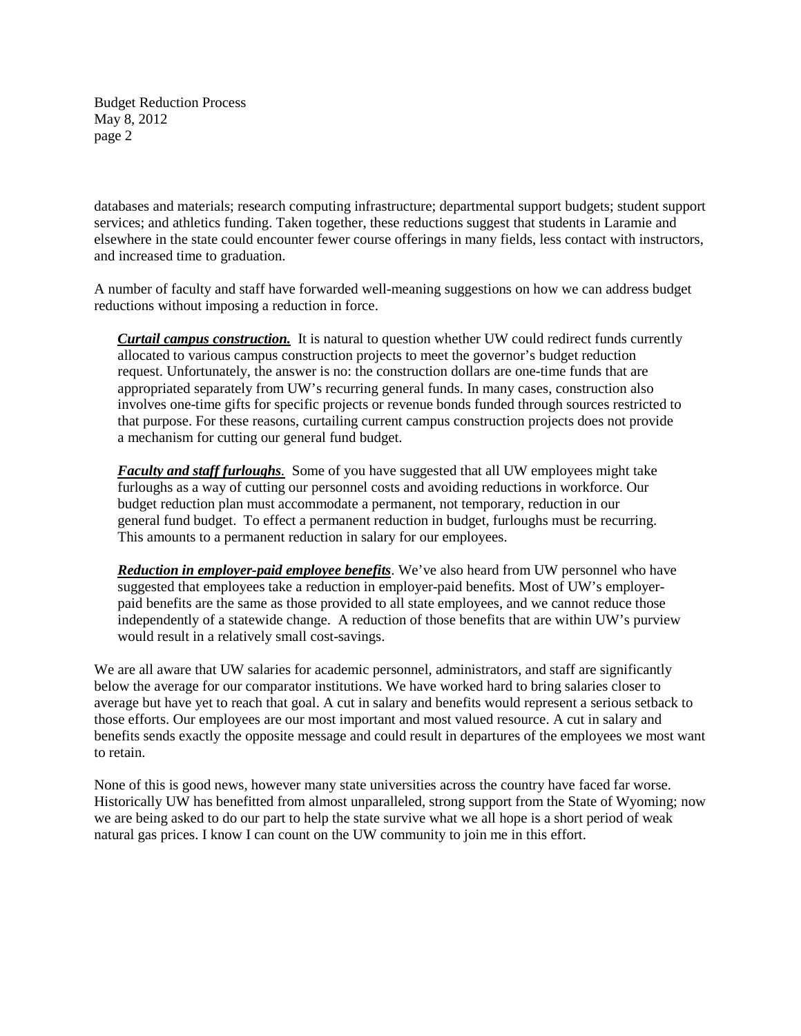databases and materials; research computing infrastructure; departmental support budgets; student support services; and athletics funding. Taken together, these reductions suggest that students in Laramie and elsewhere in the state could encounter fewer course offerings in many fields, less contact with instructors, and increased time to graduation.

A number of faculty and staff have forwarded well-meaning suggestions on how we can address budget reductions without imposing a reduction in force.

> ***<u>Curtail campus construction.</u>*** It is natural to question whether UW could redirect funds currently allocated to various campus construction projects to meet the governor's budget reduction request. Unfortunately, the answer is no: the construction dollars are one-time funds that are appropriated separately from UW's recurring general funds. In many cases, construction also involves one-time gifts for specific projects or revenue bonds funded through sources restricted to that purpose. For these reasons, curtailing current campus construction projects does not provide a mechanism for cutting our general fund budget.
>
> ***<u>Faculty and staff furloughs</u>***. Some of you have suggested that all UW employees might take furloughs as a way of cutting our personnel costs and avoiding reductions in workforce. Our budget reduction plan must accommodate a permanent, not temporary, reduction in our general fund budget. To effect a permanent reduction in budget, furloughs must be recurring. This amounts to a permanent reduction in salary for our employees.
>
> ***<u>Reduction in employer-paid employee benefits</u>***. We've also heard from UW personnel who have suggested that employees take a reduction in employer-paid benefits. Most of UW's employer-paid benefits are the same as those provided to all state employees, and we cannot reduce those independently of a statewide change. A reduction of those benefits that are within UW's purview would result in a relatively small cost-savings.

We are all aware that UW salaries for academic personnel, administrators, and staff are significantly below the average for our comparator institutions. We have worked hard to bring salaries closer to average but have yet to reach that goal. A cut in salary and benefits would represent a serious setback to those efforts. Our employees are our most important and most valued resource. A cut in salary and benefits sends exactly the opposite message and could result in departures of the employees we most want to retain.

None of this is good news, however many state universities across the country have faced far worse. Historically UW has benefitted from almost unparalleled, strong support from the State of Wyoming; now we are being asked to do our part to help the state survive what we all hope is a short period of weak natural gas prices. I know I can count on the UW community to join me in this effort.